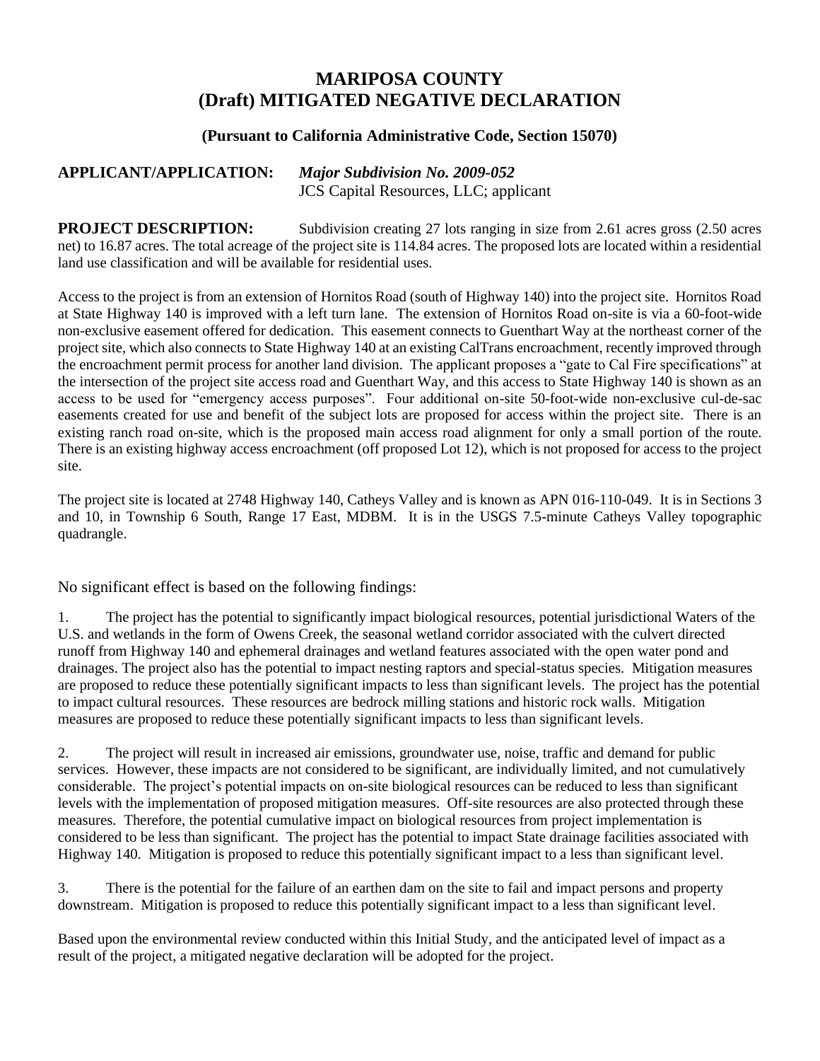# MARIPOSA COUNTY
# (Draft) MITIGATED NEGATIVE DECLARATION

### (Pursuant to California Administrative Code, Section 15070)

**APPLICANT/APPLICATION:** ***Major Subdivision No. 2009-052***
JCS Capital Resources, LLC; applicant

**PROJECT DESCRIPTION:** Subdivision creating 27 lots ranging in size from 2.61 acres gross (2.50 acres net) to 16.87 acres. The total acreage of the project site is 114.84 acres. The proposed lots are located within a residential land use classification and will be available for residential uses.

Access to the project is from an extension of Hornitos Road (south of Highway 140) into the project site. Hornitos Road at State Highway 140 is improved with a left turn lane. The extension of Hornitos Road on-site is via a 60-foot-wide non-exclusive easement offered for dedication. This easement connects to Guenthart Way at the northeast corner of the project site, which also connects to State Highway 140 at an existing CalTrans encroachment, recently improved through the encroachment permit process for another land division. The applicant proposes a "gate to Cal Fire specifications" at the intersection of the project site access road and Guenthart Way, and this access to State Highway 140 is shown as an access to be used for "emergency access purposes". Four additional on-site 50-foot-wide non-exclusive cul-de-sac easements created for use and benefit of the subject lots are proposed for access within the project site. There is an existing ranch road on-site, which is the proposed main access road alignment for only a small portion of the route. There is an existing highway access encroachment (off proposed Lot 12), which is not proposed for access to the project site.

The project site is located at 2748 Highway 140, Catheys Valley and is known as APN 016-110-049. It is in Sections 3 and 10, in Township 6 South, Range 17 East, MDBM. It is in the USGS 7.5-minute Catheys Valley topographic quadrangle.

No significant effect is based on the following findings:

1. The project has the potential to significantly impact biological resources, potential jurisdictional Waters of the U.S. and wetlands in the form of Owens Creek, the seasonal wetland corridor associated with the culvert directed runoff from Highway 140 and ephemeral drainages and wetland features associated with the open water pond and drainages. The project also has the potential to impact nesting raptors and special-status species. Mitigation measures are proposed to reduce these potentially significant impacts to less than significant levels. The project has the potential to impact cultural resources. These resources are bedrock milling stations and historic rock walls. Mitigation measures are proposed to reduce these potentially significant impacts to less than significant levels.

2. The project will result in increased air emissions, groundwater use, noise, traffic and demand for public services. However, these impacts are not considered to be significant, are individually limited, and not cumulatively considerable. The project's potential impacts on on-site biological resources can be reduced to less than significant levels with the implementation of proposed mitigation measures. Off-site resources are also protected through these measures. Therefore, the potential cumulative impact on biological resources from project implementation is considered to be less than significant. The project has the potential to impact State drainage facilities associated with Highway 140. Mitigation is proposed to reduce this potentially significant impact to a less than significant level.

3. There is the potential for the failure of an earthen dam on the site to fail and impact persons and property downstream. Mitigation is proposed to reduce this potentially significant impact to a less than significant level.

Based upon the environmental review conducted within this Initial Study, and the anticipated level of impact as a result of the project, a mitigated negative declaration will be adopted for the project.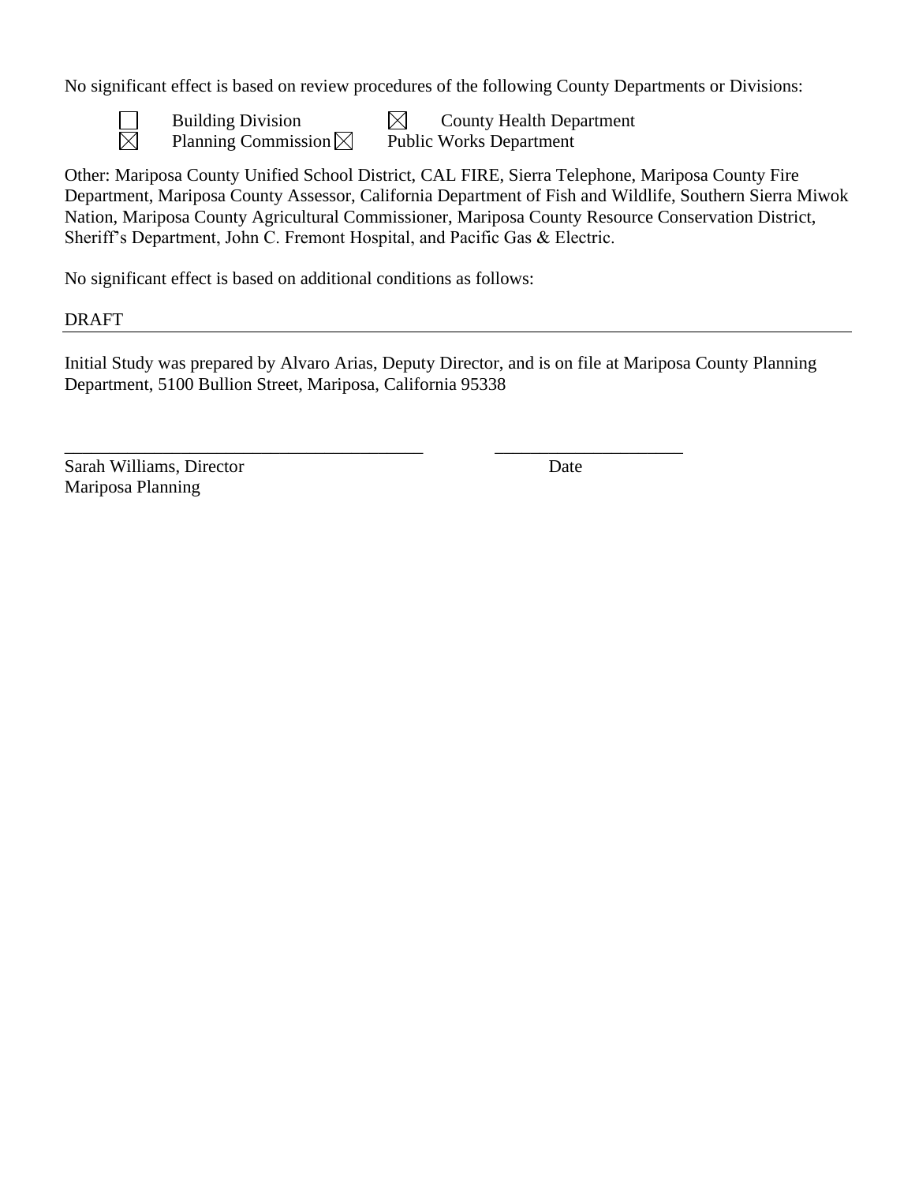No significant effect is based on review procedures of the following County Departments or Divisions:

- ☐ Building Division
- ☒ County Health Department
- ☒ Planning Commission
- ☒ Public Works Department

Other: Mariposa County Unified School District, CAL FIRE, Sierra Telephone, Mariposa County Fire Department, Mariposa County Assessor, California Department of Fish and Wildlife, Southern Sierra Miwok Nation, Mariposa County Agricultural Commissioner, Mariposa County Resource Conservation District, Sheriff's Department, John C. Fremont Hospital, and Pacific Gas & Electric.

No significant effect is based on additional conditions as follows:

DRAFT

---

Initial Study was prepared by Alvaro Arias, Deputy Director, and is on file at Mariposa County Planning Department, 5100 Bullion Street, Mariposa, California 95338

\_\_\_\_\_\_\_\_\_\_\_\_\_\_\_\_\_\_\_\_\_\_\_\_\_\_\_\_\_\_\_\_\_\_\_\_\_\_\_\_ \_\_\_\_\_\_\_\_\_\_\_\_\_\_\_\_\_\_\_\_\_

Sarah Williams, Director                                                   Date

Mariposa Planning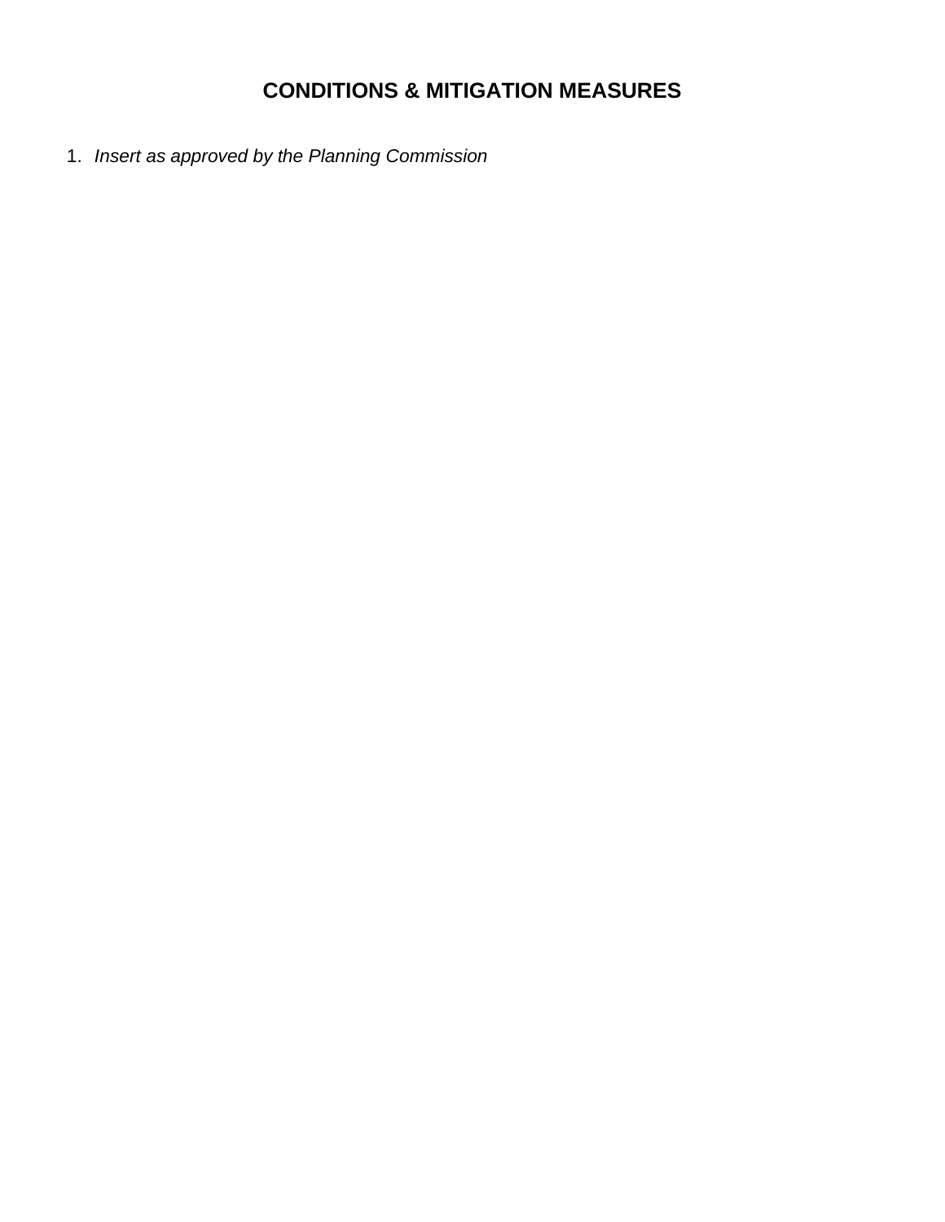# CONDITIONS & MITIGATION MEASURES

1. *Insert as approved by the Planning Commission*